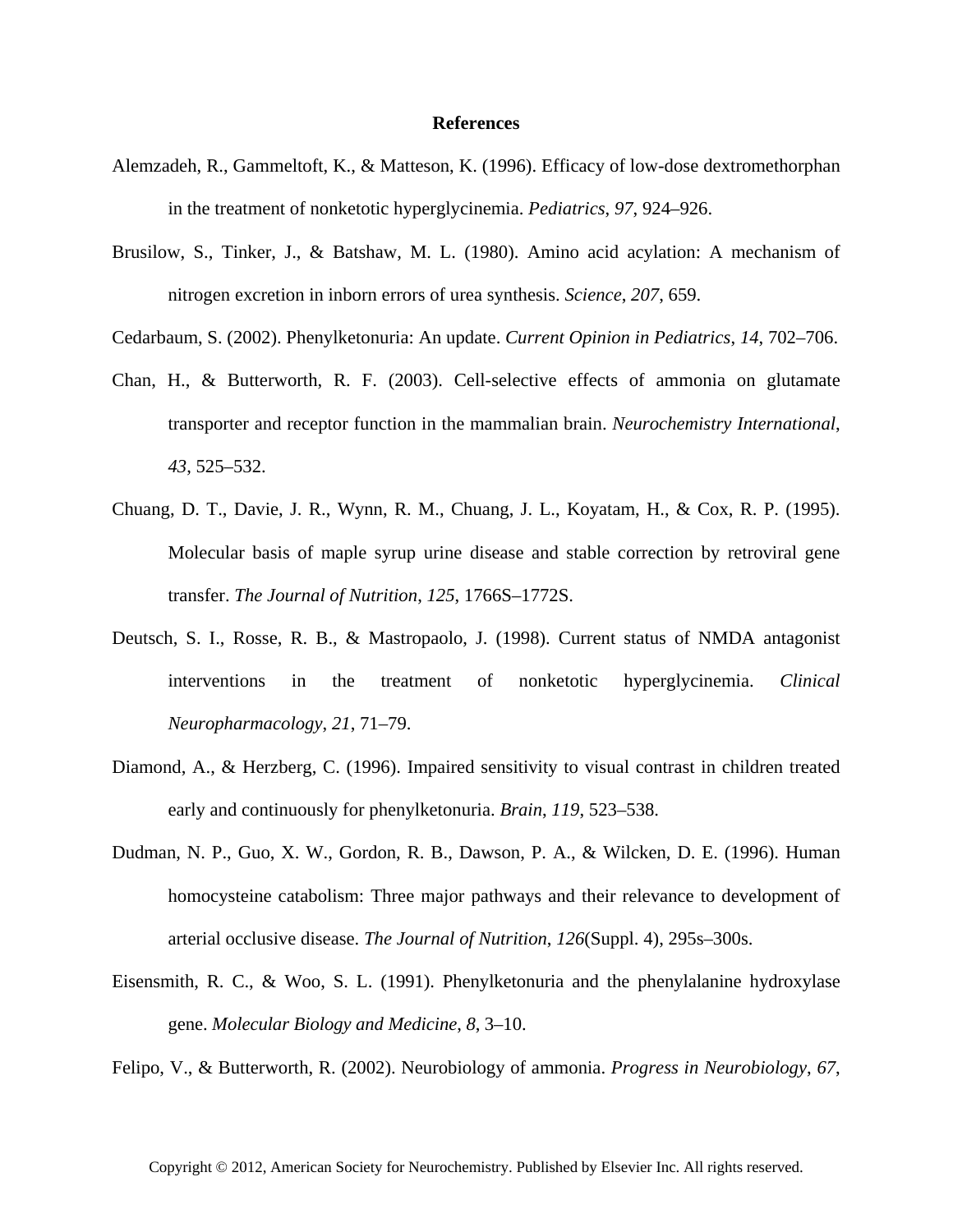# References

Alemzadeh, R., Gammeltoft, K., & Matteson, K. (1996). Efficacy of low-dose dextromethorphan in the treatment of nonketotic hyperglycinemia. *Pediatrics*, *97*, 924–926.

Brusilow, S., Tinker, J., & Batshaw, M. L. (1980). Amino acid acylation: A mechanism of nitrogen excretion in inborn errors of urea synthesis. *Science*, *207*, 659.

Cedarbaum, S. (2002). Phenylketonuria: An update. *Current Opinion in Pediatrics*, *14*, 702–706.

Chan, H., & Butterworth, R. F. (2003). Cell-selective effects of ammonia on glutamate transporter and receptor function in the mammalian brain. *Neurochemistry International*, *43*, 525–532.

Chuang, D. T., Davie, J. R., Wynn, R. M., Chuang, J. L., Koyatam, H., & Cox, R. P. (1995). Molecular basis of maple syrup urine disease and stable correction by retroviral gene transfer. *The Journal of Nutrition*, *125*, 1766S–1772S.

Deutsch, S. I., Rosse, R. B., & Mastropaolo, J. (1998). Current status of NMDA antagonist interventions in the treatment of nonketotic hyperglycinemia. *Clinical Neuropharmacology*, *21*, 71–79.

Diamond, A., & Herzberg, C. (1996). Impaired sensitivity to visual contrast in children treated early and continuously for phenylketonuria. *Brain*, *119*, 523–538.

Dudman, N. P., Guo, X. W., Gordon, R. B., Dawson, P. A., & Wilcken, D. E. (1996). Human homocysteine catabolism: Three major pathways and their relevance to development of arterial occlusive disease. *The Journal of Nutrition*, *126*(Suppl. 4), 295s–300s.

Eisensmith, R. C., & Woo, S. L. (1991). Phenylketonuria and the phenylalanine hydroxylase gene. *Molecular Biology and Medicine*, *8*, 3–10.

Felipo, V., & Butterworth, R. (2002). Neurobiology of ammonia. *Progress in Neurobiology*, *67*,

Copyright © 2012, American Society for Neurochemistry. Published by Elsevier Inc. All rights reserved.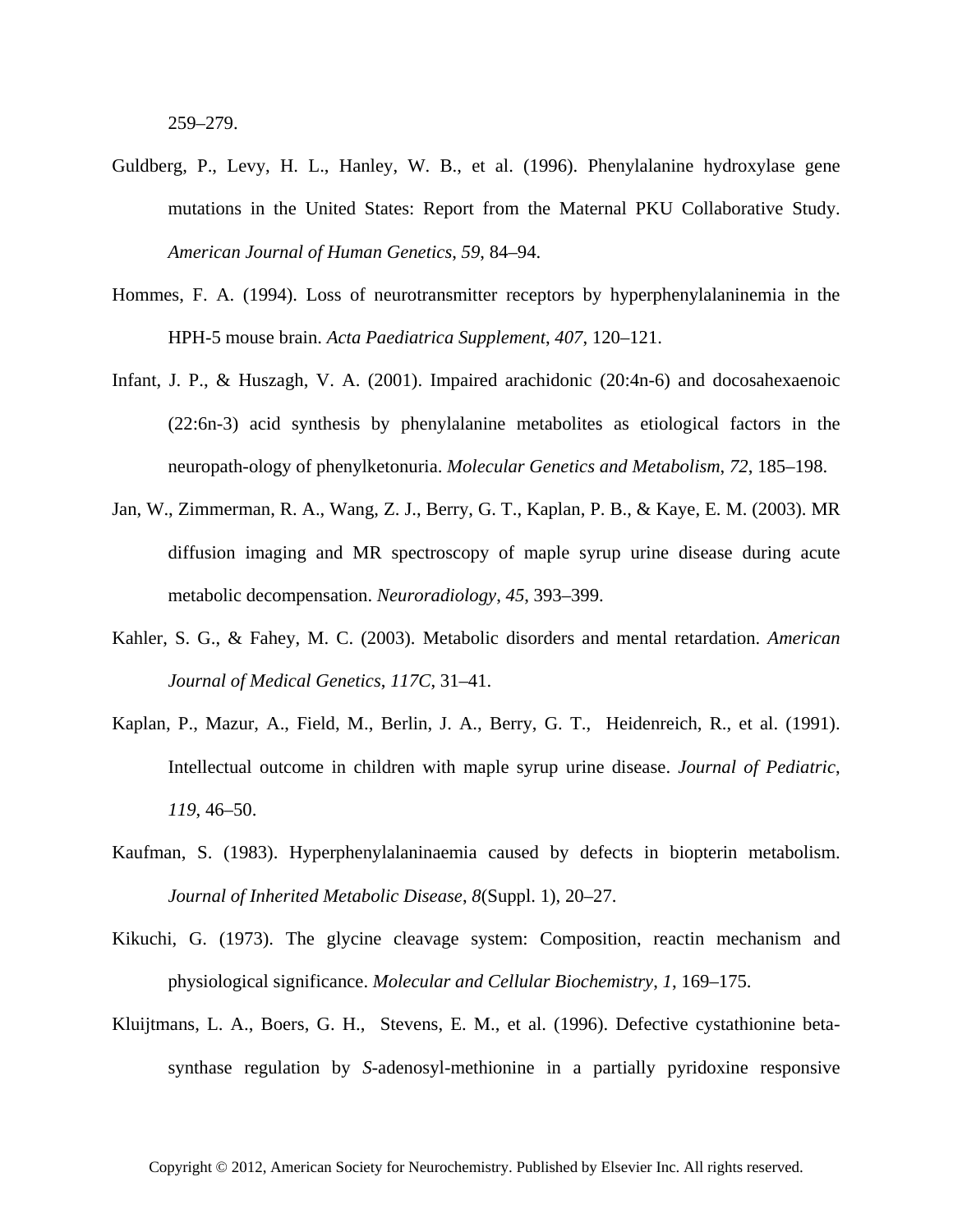259–279.

Guldberg, P., Levy, H. L., Hanley, W. B., et al. (1996). Phenylalanine hydroxylase gene mutations in the United States: Report from the Maternal PKU Collaborative Study. *American Journal of Human Genetics*, *59*, 84–94.

Hommes, F. A. (1994). Loss of neurotransmitter receptors by hyperphenylalaninemia in the HPH-5 mouse brain. *Acta Paediatrica Supplement*, *407*, 120–121.

Infant, J. P., & Huszagh, V. A. (2001). Impaired arachidonic (20:4n-6) and docosahexaenoic (22:6n-3) acid synthesis by phenylalanine metabolites as etiological factors in the neuropath-ology of phenylketonuria. *Molecular Genetics and Metabolism*, *72*, 185–198.

Jan, W., Zimmerman, R. A., Wang, Z. J., Berry, G. T., Kaplan, P. B., & Kaye, E. M. (2003). MR diffusion imaging and MR spectroscopy of maple syrup urine disease during acute metabolic decompensation. *Neuroradiology*, *45*, 393–399.

Kahler, S. G., & Fahey, M. C. (2003). Metabolic disorders and mental retardation. *American Journal of Medical Genetics*, *117C*, 31–41.

Kaplan, P., Mazur, A., Field, M., Berlin, J. A., Berry, G. T., Heidenreich, R., et al. (1991). Intellectual outcome in children with maple syrup urine disease. *Journal of Pediatric*, *119*, 46–50.

Kaufman, S. (1983). Hyperphenylalaninaemia caused by defects in biopterin metabolism. *Journal of Inherited Metabolic Disease*, *8*(Suppl. 1), 20–27.

Kikuchi, G. (1973). The glycine cleavage system: Composition, reactin mechanism and physiological significance. *Molecular and Cellular Biochemistry*, *1*, 169–175.

Kluijtmans, L. A., Boers, G. H., Stevens, E. M., et al. (1996). Defective cystathionine beta-synthase regulation by *S*-adenosyl-methionine in a partially pyridoxine responsive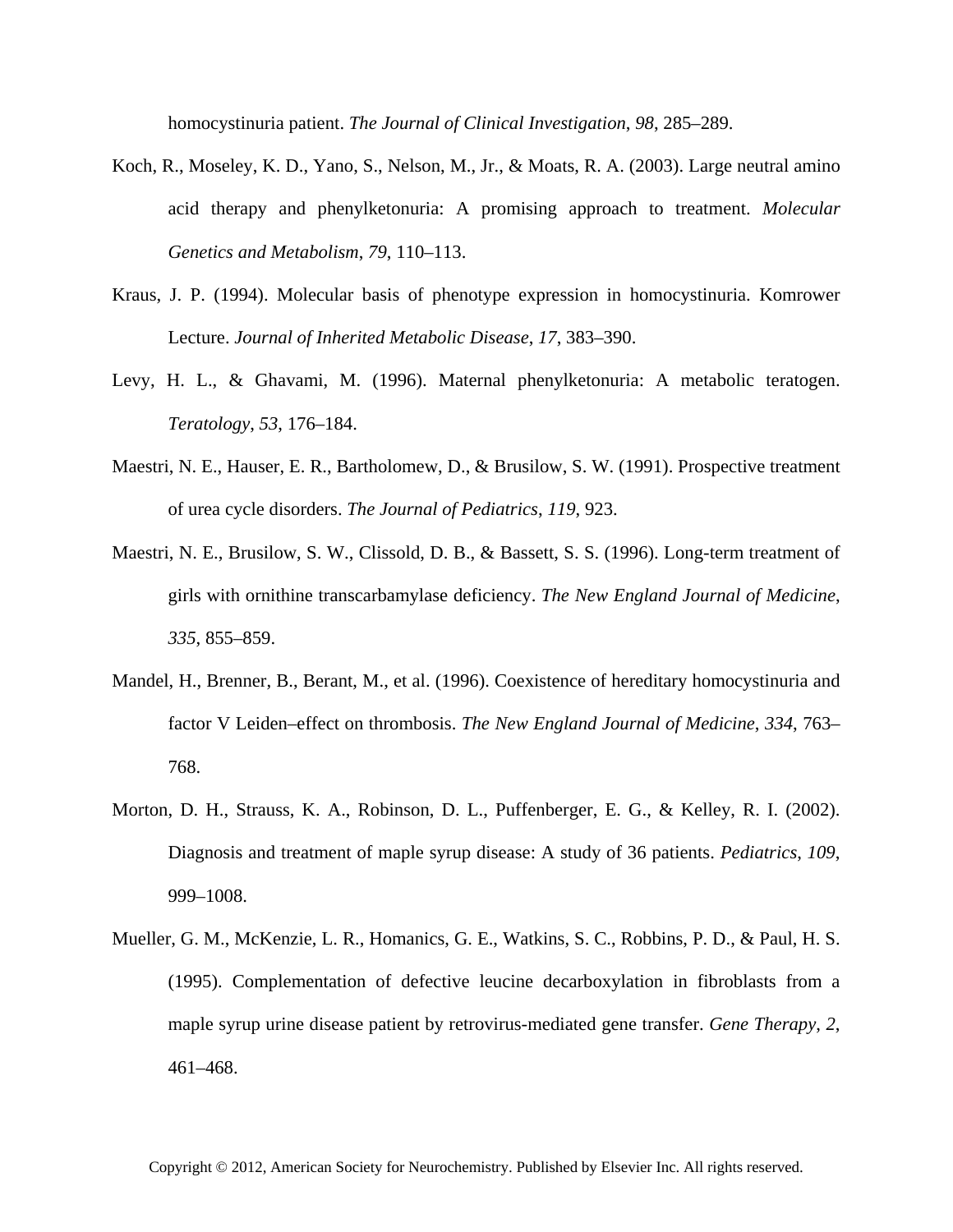homocystinuria patient. *The Journal of Clinical Investigation*, *98*, 285–289.

Koch, R., Moseley, K. D., Yano, S., Nelson, M., Jr., & Moats, R. A. (2003). Large neutral amino acid therapy and phenylketonuria: A promising approach to treatment. *Molecular Genetics and Metabolism*, *79*, 110–113.

Kraus, J. P. (1994). Molecular basis of phenotype expression in homocystinuria. Komrower Lecture. *Journal of Inherited Metabolic Disease*, *17*, 383–390.

Levy, H. L., & Ghavami, M. (1996). Maternal phenylketonuria: A metabolic teratogen. *Teratology*, *53*, 176–184.

Maestri, N. E., Hauser, E. R., Bartholomew, D., & Brusilow, S. W. (1991). Prospective treatment of urea cycle disorders. *The Journal of Pediatrics*, *119*, 923.

Maestri, N. E., Brusilow, S. W., Clissold, D. B., & Bassett, S. S. (1996). Long-term treatment of girls with ornithine transcarbamylase deficiency. *The New England Journal of Medicine*, *335*, 855–859.

Mandel, H., Brenner, B., Berant, M., et al. (1996). Coexistence of hereditary homocystinuria and factor V Leiden–effect on thrombosis. *The New England Journal of Medicine*, *334*, 763–768.

Morton, D. H., Strauss, K. A., Robinson, D. L., Puffenberger, E. G., & Kelley, R. I. (2002). Diagnosis and treatment of maple syrup disease: A study of 36 patients. *Pediatrics*, *109*, 999–1008.

Mueller, G. M., McKenzie, L. R., Homanics, G. E., Watkins, S. C., Robbins, P. D., & Paul, H. S. (1995). Complementation of defective leucine decarboxylation in fibroblasts from a maple syrup urine disease patient by retrovirus-mediated gene transfer. *Gene Therapy*, *2*, 461–468.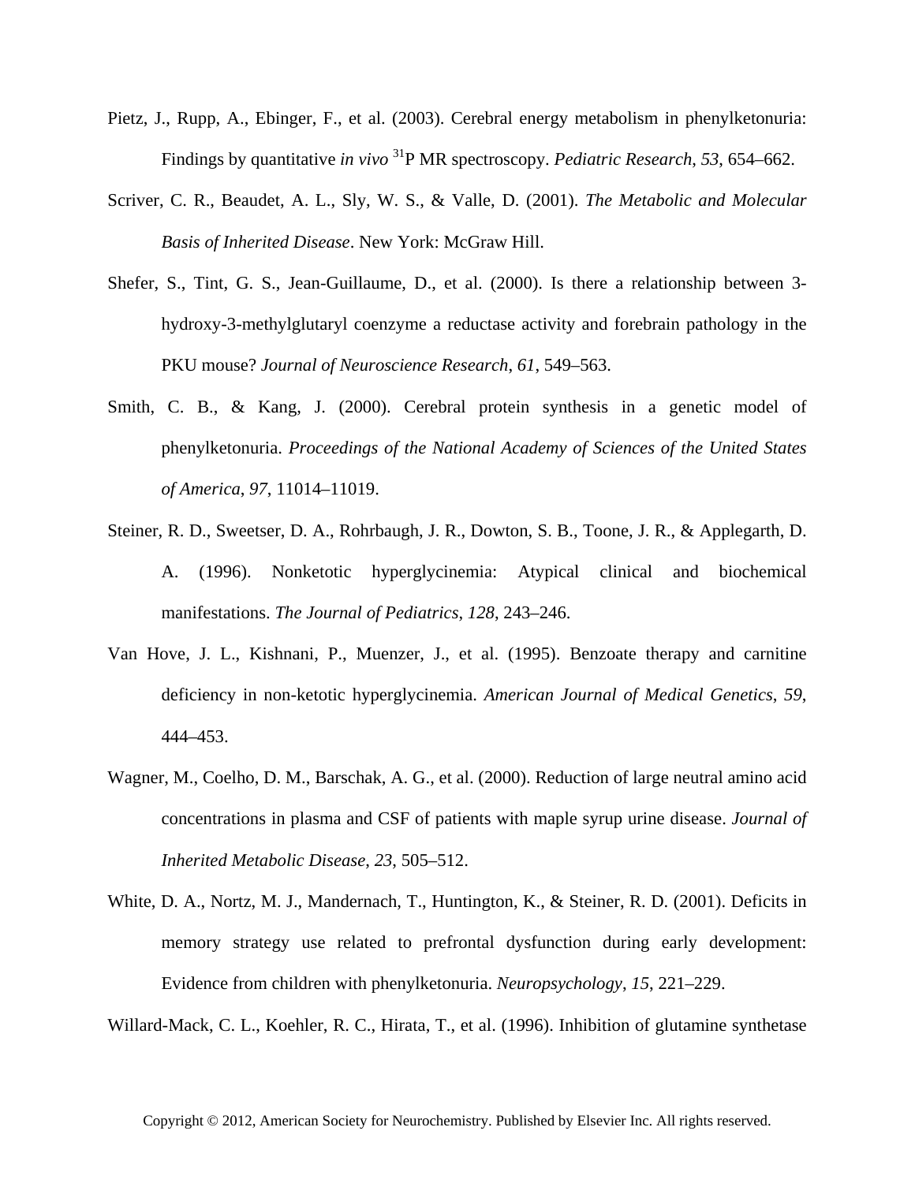Pietz, J., Rupp, A., Ebinger, F., et al. (2003). Cerebral energy metabolism in phenylketonuria: Findings by quantitative *in vivo* $^{31}$P MR spectroscopy. *Pediatric Research*, *53*, 654–662.

Scriver, C. R., Beaudet, A. L., Sly, W. S., & Valle, D. (2001). *The Metabolic and Molecular Basis of Inherited Disease*. New York: McGraw Hill.

Shefer, S., Tint, G. S., Jean-Guillaume, D., et al. (2000). Is there a relationship between 3-hydroxy-3-methylglutaryl coenzyme a reductase activity and forebrain pathology in the PKU mouse? *Journal of Neuroscience Research*, *61*, 549–563.

Smith, C. B., & Kang, J. (2000). Cerebral protein synthesis in a genetic model of phenylketonuria. *Proceedings of the National Academy of Sciences of the United States of America*, *97*, 11014–11019.

Steiner, R. D., Sweetser, D. A., Rohrbaugh, J. R., Dowton, S. B., Toone, J. R., & Applegarth, D. A. (1996). Nonketotic hyperglycinemia: Atypical clinical and biochemical manifestations. *The Journal of Pediatrics*, *128*, 243–246.

Van Hove, J. L., Kishnani, P., Muenzer, J., et al. (1995). Benzoate therapy and carnitine deficiency in non-ketotic hyperglycinemia. *American Journal of Medical Genetics*, *59*, 444–453.

Wagner, M., Coelho, D. M., Barschak, A. G., et al. (2000). Reduction of large neutral amino acid concentrations in plasma and CSF of patients with maple syrup urine disease. *Journal of Inherited Metabolic Disease*, *23*, 505–512.

White, D. A., Nortz, M. J., Mandernach, T., Huntington, K., & Steiner, R. D. (2001). Deficits in memory strategy use related to prefrontal dysfunction during early development: Evidence from children with phenylketonuria. *Neuropsychology*, *15*, 221–229.

Willard-Mack, C. L., Koehler, R. C., Hirata, T., et al. (1996). Inhibition of glutamine synthetase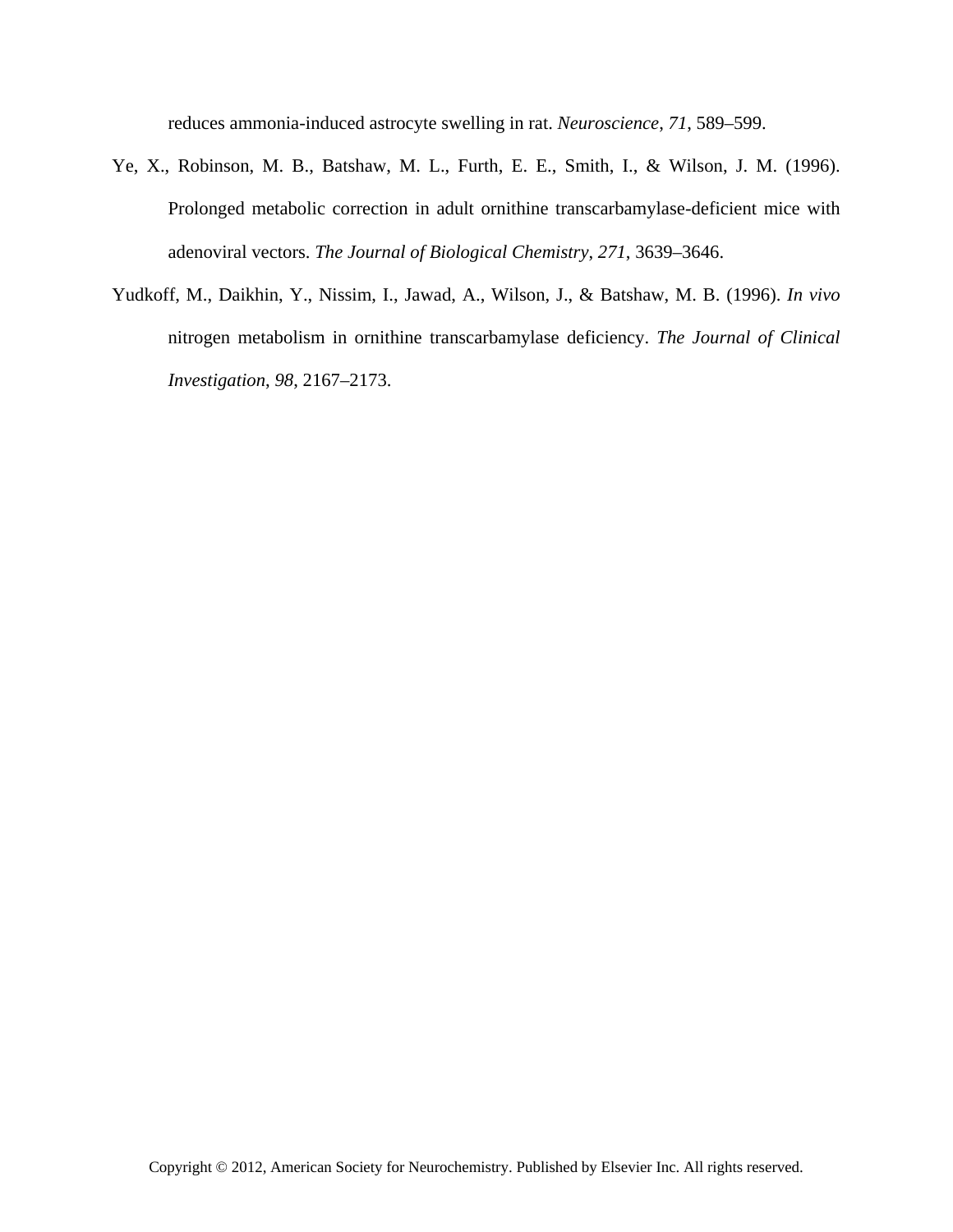reduces ammonia-induced astrocyte swelling in rat. *Neuroscience*, *71*, 589–599.

Ye, X., Robinson, M. B., Batshaw, M. L., Furth, E. E., Smith, I., & Wilson, J. M. (1996). Prolonged metabolic correction in adult ornithine transcarbamylase-deficient mice with adenoviral vectors. *The Journal of Biological Chemistry*, *271*, 3639–3646.

Yudkoff, M., Daikhin, Y., Nissim, I., Jawad, A., Wilson, J., & Batshaw, M. B. (1996). *In vivo* nitrogen metabolism in ornithine transcarbamylase deficiency. *The Journal of Clinical Investigation*, *98*, 2167–2173.

Copyright © 2012, American Society for Neurochemistry. Published by Elsevier Inc. All rights reserved.